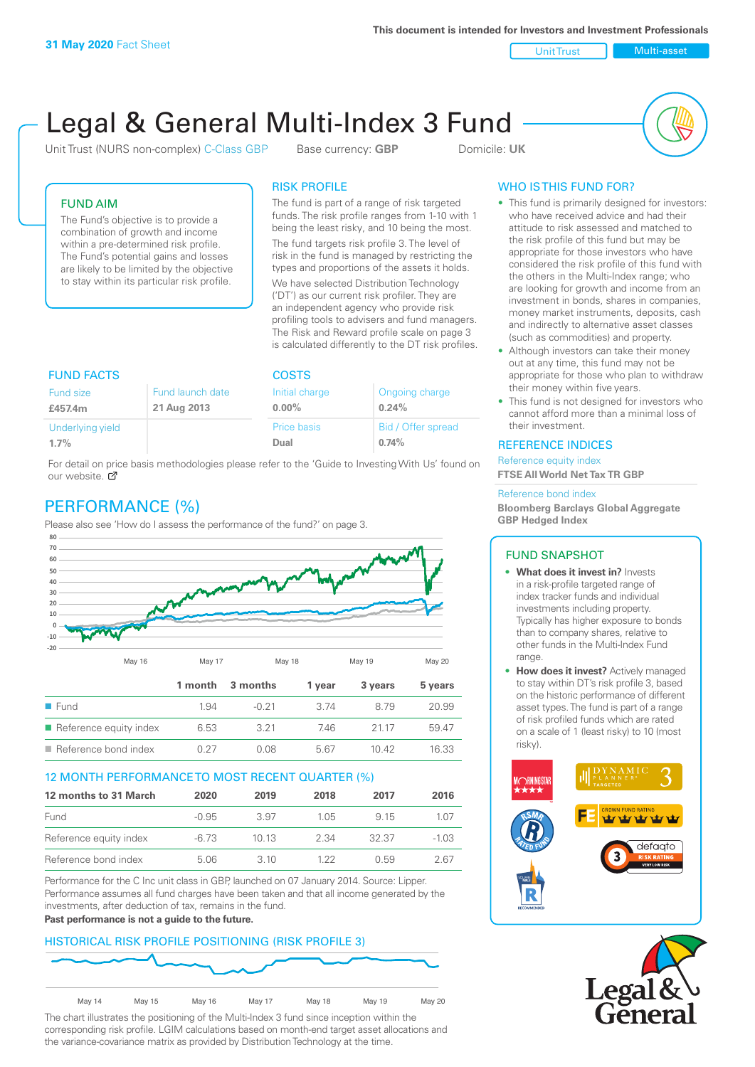**31 May 2020** Fact Sheet

This document is intended for Investors and Investment Professionals

Unit Trust | Multi-asset

# Legal & General Multi-Index 3 Fund

Unit Trust (NURS non-complex) C-Class GBP  Base currency: **GBP**  Domicile: **UK**

## FUND AIM

The Fund's objective is to provide a combination of growth and income within a pre-determined risk profile. The Fund's potential gains and losses are likely to be limited by the objective to stay within its particular risk profile.

## RISK PROFILE

The fund is part of a range of risk targeted funds. The risk profile ranges from 1-10 with 1 being the least risky, and 10 being the most.

The fund targets risk profile 3. The level of risk in the fund is managed by restricting the types and proportions of the assets it holds.

We have selected Distribution Technology ('DT') as our current risk profiler. They are an independent agency who provide risk profiling tools to advisers and fund managers. The Risk and Reward profile scale on page 3 is calculated differently to the DT risk profiles.

## WHO IS THIS FUND FOR?

- This fund is primarily designed for investors: who have received advice and had their attitude to risk assessed and matched to the risk profile of this fund but may be appropriate for those investors who have considered the risk profile of this fund with the others in the Multi-Index range; who are looking for growth and income from an investment in bonds, shares in companies, money market instruments, deposits, cash and indirectly to alternative asset classes (such as commodities) and property.
- Although investors can take their money out at any time, this fund may not be appropriate for those who plan to withdraw their money within five years.
- This fund is not designed for investors who cannot afford more than a minimal loss of their investment.

## FUND FACTS

| Fund size | Fund launch date |
|---|---|
| **£457.4m** | **21 Aug 2013** |
| Underlying yield | |
| **1.7%** | |

## COSTS

| Initial charge | Ongoing charge |
|---|---|
| **0.00%** | **0.24%** |
| Price basis | Bid / Offer spread |
| **Dual** | **0.74%** |

For detail on price basis methodologies please refer to the 'Guide to Investing With Us' found on our website.

## REFERENCE INDICES

Reference equity index
**FTSE All World Net Tax TR GBP**

Reference bond index
**Bloomberg Barclays Global Aggregate GBP Hedged Index**

## PERFORMANCE (%)

Please also see 'How do I assess the performance of the fund?' on page 3.

| | 1 month | 3 months | 1 year | 3 years | 5 years |
|---|---|---|---|---|---|
| Fund | 1.94 | -0.21 | 3.74 | 8.79 | 20.99 |
| Reference equity index | 6.53 | 3.21 | 7.46 | 21.17 | 59.47 |
| Reference bond index | 0.27 | 0.08 | 5.67 | 10.42 | 16.33 |

## 12 MONTH PERFORMANCE TO MOST RECENT QUARTER (%)

| 12 months to 31 March | 2020 | 2019 | 2018 | 2017 | 2016 |
|---|---|---|---|---|---|
| Fund | -0.95 | 3.97 | 1.05 | 9.15 | 1.07 |
| Reference equity index | -6.73 | 10.13 | 2.34 | 32.37 | -1.03 |
| Reference bond index | 5.06 | 3.10 | 1.22 | 0.59 | 2.67 |

Performance for the C Inc unit class in GBP, launched on 07 January 2014. Source: Lipper. Performance assumes all fund charges have been taken and that all income generated by the investments, after deduction of tax, remains in the fund.

**Past performance is not a guide to the future.**

## FUND SNAPSHOT

- **What does it invest in?** Invests in a risk-profile targeted range of index tracker funds and individual investments including property. Typically has higher exposure to bonds than to company shares, relative to other funds in the Multi-Index Fund range.
- **How does it invest?** Actively managed to stay within DT's risk profile 3, based on the historic performance of different asset types. The fund is part of a range of risk profiled funds which are rated on a scale of 1 (least risky) to 10 (most risky).

## HISTORICAL RISK PROFILE POSITIONING (RISK PROFILE 3)

The chart illustrates the positioning of the Multi-Index 3 fund since inception within the corresponding risk profile. LGIM calculations based on month-end target asset allocations and the variance-covariance matrix as provided by Distribution Technology at the time.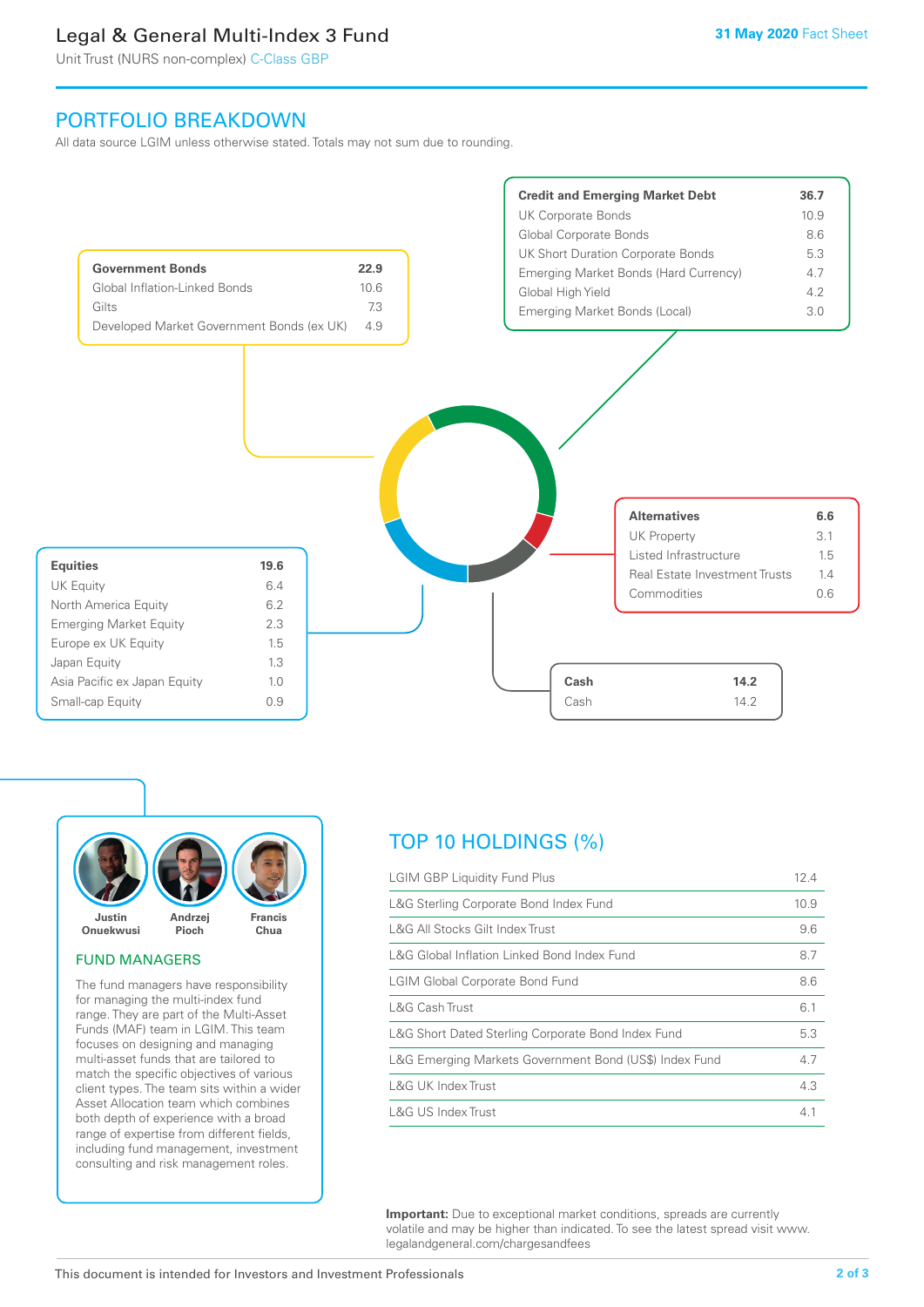# Legal & General Multi-Index 3 Fund

Unit Trust (NURS non-complex) C-Class GBP

**31 May 2020** Fact Sheet

## PORTFOLIO BREAKDOWN

All data source LGIM unless otherwise stated. Totals may not sum due to rounding.

| **Government Bonds** | **22.9** |
|---|---|
| Global Inflation-Linked Bonds | 10.6 |
| Gilts | 7.3 |
| Developed Market Government Bonds (ex UK) | 4.9 |

| **Credit and Emerging Market Debt** | **36.7** |
|---|---|
| UK Corporate Bonds | 10.9 |
| Global Corporate Bonds | 8.6 |
| UK Short Duration Corporate Bonds | 5.3 |
| Emerging Market Bonds (Hard Currency) | 4.7 |
| Global High Yield | 4.2 |
| Emerging Market Bonds (Local) | 3.0 |

| **Alternatives** | **6.6** |
|---|---|
| UK Property | 3.1 |
| Listed Infrastructure | 1.5 |
| Real Estate Investment Trusts | 1.4 |
| Commodities | 0.6 |

| **Equities** | **19.6** |
|---|---|
| UK Equity | 6.4 |
| North America Equity | 6.2 |
| Emerging Market Equity | 2.3 |
| Europe ex UK Equity | 1.5 |
| Japan Equity | 1.3 |
| Asia Pacific ex Japan Equity | 1.0 |
| Small-cap Equity | 0.9 |

| **Cash** | **14.2** |
|---|---|
| Cash | 14.2 |

Justin Onuekwusi, Andrzej Pioch, Francis Chua

### FUND MANAGERS

The fund managers have responsibility for managing the multi-index fund range. They are part of the Multi-Asset Funds (MAF) team in LGIM. This team focuses on designing and managing multi-asset funds that are tailored to match the specific objectives of various client types. The team sits within a wider Asset Allocation team which combines both depth of experience with a broad range of expertise from different fields, including fund management, investment consulting and risk management roles.

## TOP 10 HOLDINGS (%)

| Holding | % |
|---|---|
| LGIM GBP Liquidity Fund Plus | 12.4 |
| L&G Sterling Corporate Bond Index Fund | 10.9 |
| L&G All Stocks Gilt Index Trust | 9.6 |
| L&G Global Inflation Linked Bond Index Fund | 8.7 |
| LGIM Global Corporate Bond Fund | 8.6 |
| L&G Cash Trust | 6.1 |
| L&G Short Dated Sterling Corporate Bond Index Fund | 5.3 |
| L&G Emerging Markets Government Bond (US$) Index Fund | 4.7 |
| L&G UK Index Trust | 4.3 |
| L&G US Index Trust | 4.1 |

**Important:** Due to exceptional market conditions, spreads are currently volatile and may be higher than indicated. To see the latest spread visit www.legalandgeneral.com/chargesandfees

This document is intended for Investors and Investment Professionals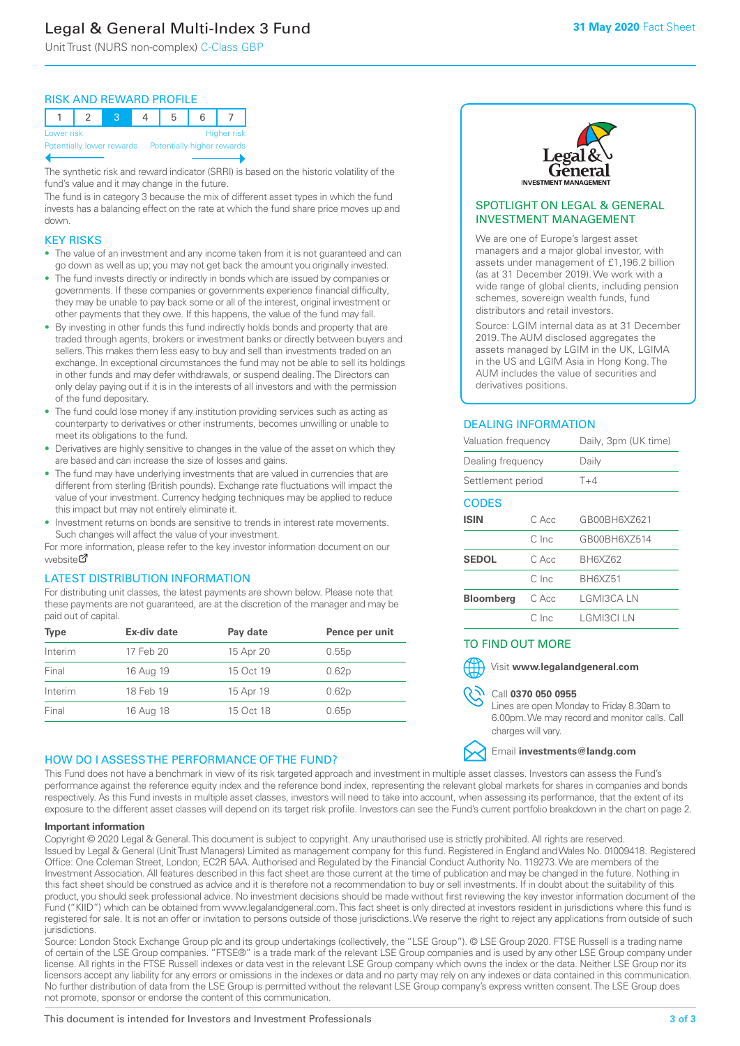# Legal & General Multi-Index 3 Fund

Unit Trust (NURS non-complex) C-Class GBP

31 May 2020 Fact Sheet

## RISK AND REWARD PROFILE

| 1 | 2 | 3 | 4 | 5 | 6 | 7 |
|---|---|---|---|---|---|---|

Lower risk — Higher risk

Potentially lower rewards — Potentially higher rewards

The synthetic risk and reward indicator (SRRI) is based on the historic volatility of the fund's value and it may change in the future.

The fund is in category 3 because the mix of different asset types in which the fund invests has a balancing effect on the rate at which the fund share price moves up and down.

## KEY RISKS

- The value of an investment and any income taken from it is not guaranteed and can go down as well as up; you may not get back the amount you originally invested.
- The fund invests directly or indirectly in bonds which are issued by companies or governments. If these companies or governments experience financial difficulty, they may be unable to pay back some or all of the interest, original investment or other payments that they owe. If this happens, the value of the fund may fall.
- By investing in other funds this fund indirectly holds bonds and property that are traded through agents, brokers or investment banks or directly between buyers and sellers. This makes them less easy to buy and sell than investments traded on an exchange. In exceptional circumstances the fund may not be able to sell its holdings in other funds and may defer withdrawals, or suspend dealing. The Directors can only delay paying out if it is in the interests of all investors and with the permission of the fund depositary.
- The fund could lose money if any institution providing services such as acting as counterparty to derivatives or other instruments, becomes unwilling or unable to meet its obligations to the fund.
- Derivatives are highly sensitive to changes in the value of the asset on which they are based and can increase the size of losses and gains.
- The fund may have underlying investments that are valued in currencies that are different from sterling (British pounds). Exchange rate fluctuations will impact the value of your investment. Currency hedging techniques may be applied to reduce this impact but may not entirely eliminate it.
- Investment returns on bonds are sensitive to trends in interest rate movements. Such changes will affect the value of your investment.

For more information, please refer to the key investor information document on our website

## LATEST DISTRIBUTION INFORMATION

For distributing unit classes, the latest payments are shown below. Please note that these payments are not guaranteed, are at the discretion of the manager and may be paid out of capital.

| Type | Ex-div date | Pay date | Pence per unit |
|---|---|---|---|
| Interim | 17 Feb 20 | 15 Apr 20 | 0.55p |
| Final | 16 Aug 19 | 15 Oct 19 | 0.62p |
| Interim | 18 Feb 19 | 15 Apr 19 | 0.62p |
| Final | 16 Aug 18 | 15 Oct 18 | 0.65p |

## SPOTLIGHT ON LEGAL & GENERAL INVESTMENT MANAGEMENT

We are one of Europe's largest asset managers and a major global investor, with assets under management of £1,196.2 billion (as at 31 December 2019). We work with a wide range of global clients, including pension schemes, sovereign wealth funds, fund distributors and retail investors.

Source: LGIM internal data as at 31 December 2019. The AUM disclosed aggregates the assets managed by LGIM in the UK, LGIMA in the US and LGIM Asia in Hong Kong. The AUM includes the value of securities and derivatives positions.

## DEALING INFORMATION

| | |
|---|---|
| Valuation frequency | Daily, 3pm (UK time) |
| Dealing frequency | Daily |
| Settlement period | T+4 |

## CODES

| | | |
|---|---|---|
| **ISIN** | C Acc | GB00BH6XZ621 |
| | C Inc | GB00BH6XZ514 |
| **SEDOL** | C Acc | BH6XZ62 |
| | C Inc | BH6XZ51 |
| **Bloomberg** | C Acc | LGMI3CA LN |
| | C Inc | LGMI3CI LN |

## TO FIND OUT MORE

Visit **www.legalandgeneral.com**

Call **0370 050 0955**
Lines are open Monday to Friday 8.30am to 6.00pm. We may record and monitor calls. Call charges will vary.

Email **investments@landg.com**

## HOW DO I ASSESS THE PERFORMANCE OF THE FUND?

This Fund does not have a benchmark in view of its risk targeted approach and investment in multiple asset classes. Investors can assess the Fund's performance against the reference equity index and the reference bond index, representing the relevant global markets for shares in companies and bonds respectively. As this Fund invests in multiple asset classes, investors will need to take into account, when assessing its performance, that the extent of its exposure to the different asset classes will depend on its target risk profile. Investors can see the Fund's current portfolio breakdown in the chart on page 2.

**Important information**

Copyright © 2020 Legal & General. This document is subject to copyright. Any unauthorised use is strictly prohibited. All rights are reserved. Issued by Legal & General (Unit Trust Managers) Limited as management company for this fund. Registered in England and Wales No. 01009418. Registered Office: One Coleman Street, London, EC2R 5AA. Authorised and Regulated by the Financial Conduct Authority No. 119273. We are members of the Investment Association. All features described in this fact sheet are those current at the time of publication and may be changed in the future. Nothing in this fact sheet should be construed as advice and it is therefore not a recommendation to buy or sell investments. If in doubt about the suitability of this product, you should seek professional advice. No investment decisions should be made without first reviewing the key investor information document of the Fund ("KIID") which can be obtained from www.legalandgeneral.com. This fact sheet is only directed at investors resident in jurisdictions where this fund is registered for sale. It is not an offer or invitation to persons outside of those jurisdictions. We reserve the right to reject any applications from outside of such jurisdictions.

Source: London Stock Exchange Group plc and its group undertakings (collectively, the "LSE Group"). © LSE Group 2020. FTSE Russell is a trading name of certain of the LSE Group companies. "FTSE®" is a trade mark of the relevant LSE Group companies and is used by any other LSE Group company under license. All rights in the FTSE Russell indexes or data vest in the relevant LSE Group company which owns the index or the data. Neither LSE Group nor its licensors accept any liability for any errors or omissions in the indexes or data and no party may rely on any indexes or data contained in this communication. No further distribution of data from the LSE Group is permitted without the relevant LSE Group company's express written consent. The LSE Group does not promote, sponsor or endorse the content of this communication.

This document is intended for Investors and Investment Professionals